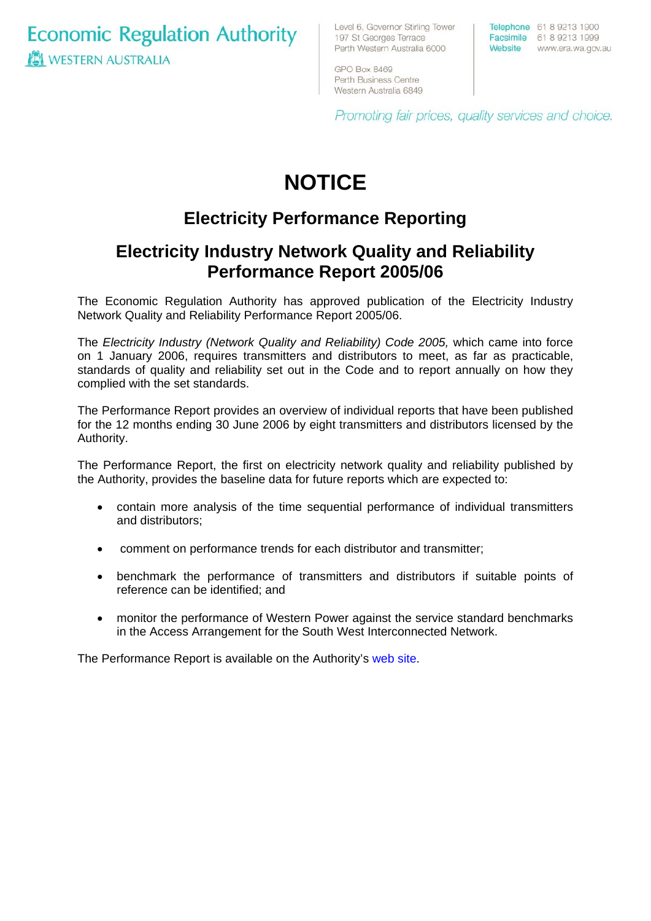Economic Regulation Authority
WESTERN AUSTRALIA

Level 6, Governor Stirling Tower
197 St Georges Terrace
Perth Western Australia 6000

GPO Box 8469
Perth Business Centre
Western Australia 6849

Telephone 61 8 9213 1900
Facsimile 61 8 9213 1999
Website www.era.wa.gov.au

*Promoting fair prices, quality services and choice.*

# NOTICE

## Electricity Performance Reporting

## Electricity Industry Network Quality and Reliability Performance Report 2005/06

The Economic Regulation Authority has approved publication of the Electricity Industry Network Quality and Reliability Performance Report 2005/06.

The *Electricity Industry (Network Quality and Reliability) Code 2005,* which came into force on 1 January 2006, requires transmitters and distributors to meet, as far as practicable, standards of quality and reliability set out in the Code and to report annually on how they complied with the set standards.

The Performance Report provides an overview of individual reports that have been published for the 12 months ending 30 June 2006 by eight transmitters and distributors licensed by the Authority.

The Performance Report, the first on electricity network quality and reliability published by the Authority, provides the baseline data for future reports which are expected to:

- contain more analysis of the time sequential performance of individual transmitters and distributors;
- comment on performance trends for each distributor and transmitter;
- benchmark the performance of transmitters and distributors if suitable points of reference can be identified; and
- monitor the performance of Western Power against the service standard benchmarks in the Access Arrangement for the South West Interconnected Network.

The Performance Report is available on the Authority's web site.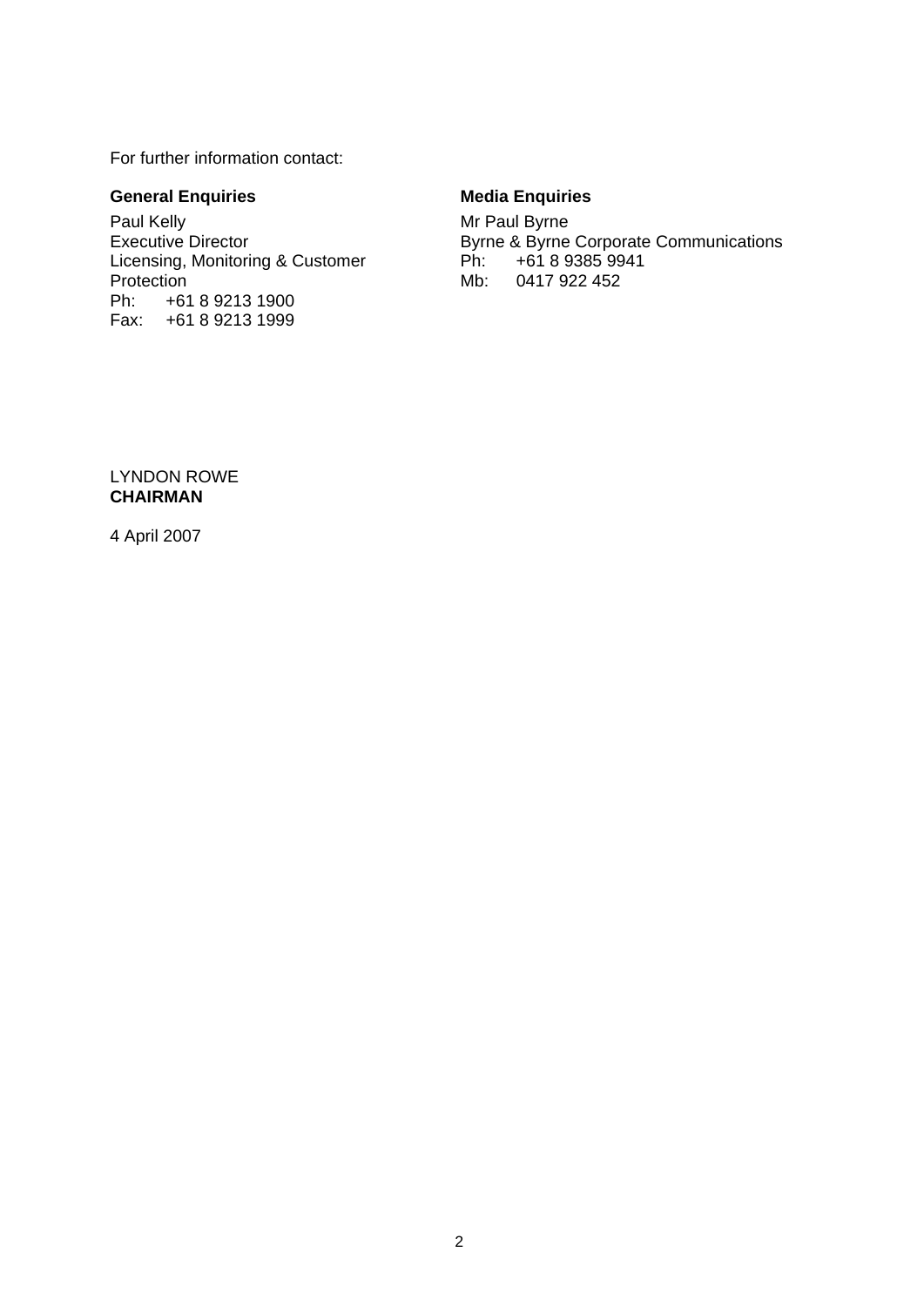For further information contact:

**General Enquiries**

Paul Kelly
Executive Director
Licensing, Monitoring & Customer Protection
Ph: +61 8 9213 1900
Fax: +61 8 9213 1999

**Media Enquiries**

Mr Paul Byrne
Byrne & Byrne Corporate Communications
Ph: +61 8 9385 9941
Mb: 0417 922 452

LYNDON ROWE
**CHAIRMAN**

4 April 2007